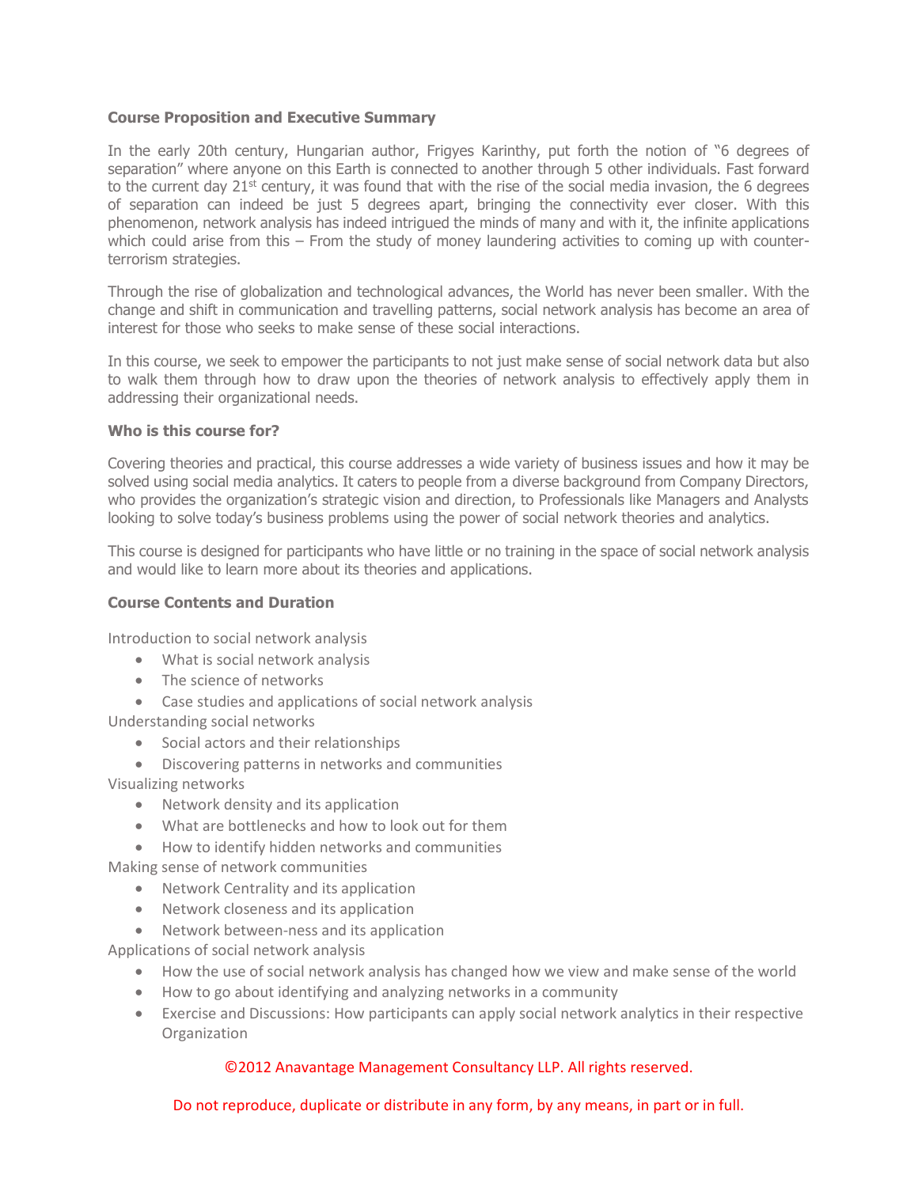**Course Proposition and Executive Summary**

In the early 20th century, Hungarian author, Frigyes Karinthy, put forth the notion of "6 degrees of separation" where anyone on this Earth is connected to another through 5 other individuals. Fast forward to the current day 21st century, it was found that with the rise of the social media invasion, the 6 degrees of separation can indeed be just 5 degrees apart, bringing the connectivity ever closer. With this phenomenon, network analysis has indeed intrigued the minds of many and with it, the infinite applications which could arise from this – From the study of money laundering activities to coming up with counter-terrorism strategies.

Through the rise of globalization and technological advances, the World has never been smaller. With the change and shift in communication and travelling patterns, social network analysis has become an area of interest for those who seeks to make sense of these social interactions.

In this course, we seek to empower the participants to not just make sense of social network data but also to walk them through how to draw upon the theories of network analysis to effectively apply them in addressing their organizational needs.

**Who is this course for?**

Covering theories and practical, this course addresses a wide variety of business issues and how it may be solved using social media analytics. It caters to people from a diverse background from Company Directors, who provides the organization's strategic vision and direction, to Professionals like Managers and Analysts looking to solve today's business problems using the power of social network theories and analytics.

This course is designed for participants who have little or no training in the space of social network analysis and would like to learn more about its theories and applications.

**Course Contents and Duration**

Introduction to social network analysis

- What is social network analysis
- The science of networks
- Case studies and applications of social network analysis

Understanding social networks

- Social actors and their relationships
- Discovering patterns in networks and communities

Visualizing networks

- Network density and its application
- What are bottlenecks and how to look out for them
- How to identify hidden networks and communities

Making sense of network communities

- Network Centrality and its application
- Network closeness and its application
- Network between-ness and its application

Applications of social network analysis

- How the use of social network analysis has changed how we view and make sense of the world
- How to go about identifying and analyzing networks in a community
- Exercise and Discussions: How participants can apply social network analytics in their respective Organization

©2012 Anavantage Management Consultancy LLP. All rights reserved.

Do not reproduce, duplicate or distribute in any form, by any means, in part or in full.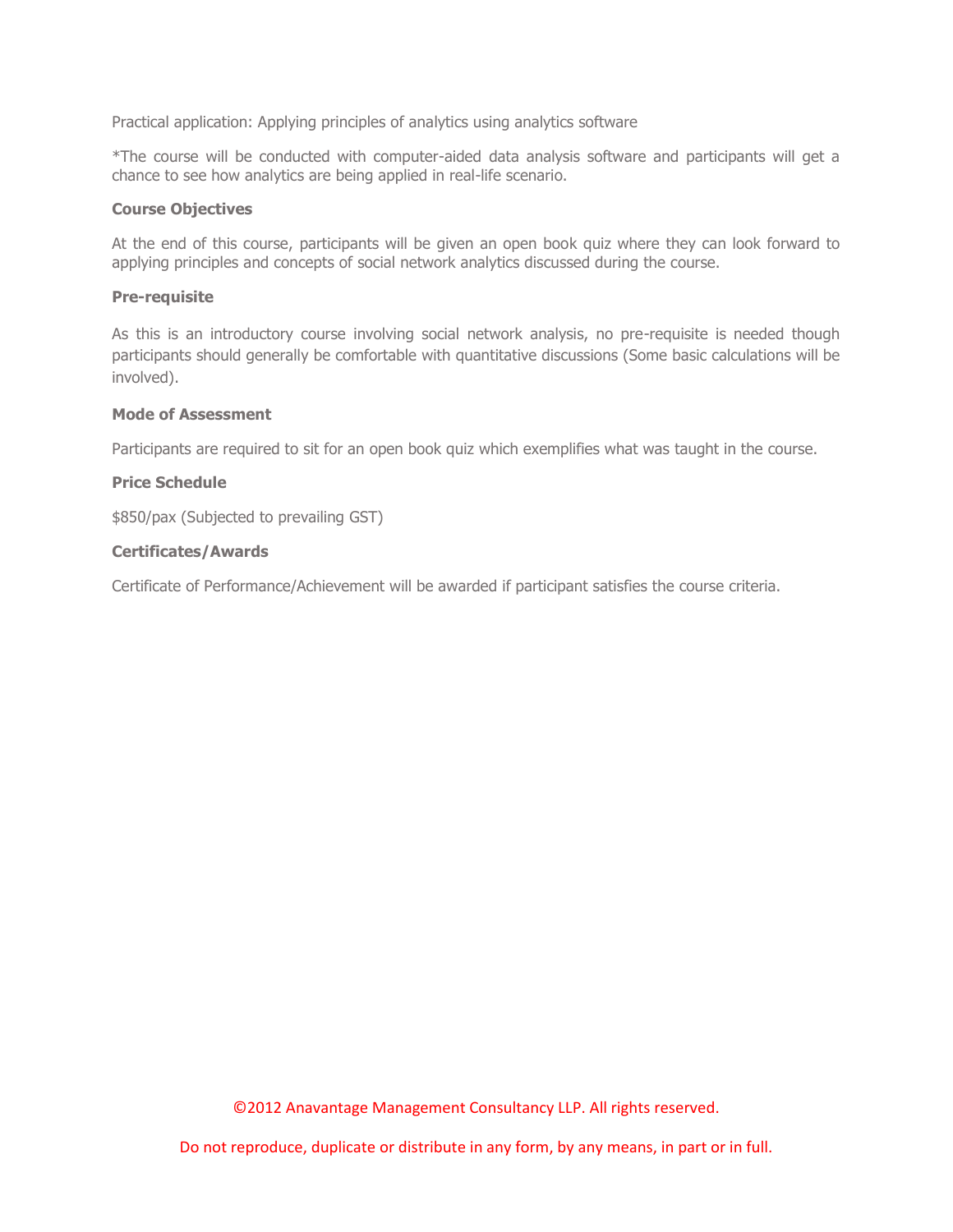Practical application: Applying principles of analytics using analytics software

*The course will be conducted with computer-aided data analysis software and participants will get a chance to see how analytics are being applied in real-life scenario.

**Course Objectives**

At the end of this course, participants will be given an open book quiz where they can look forward to applying principles and concepts of social network analytics discussed during the course.

**Pre-requisite**

As this is an introductory course involving social network analysis, no pre-requisite is needed though participants should generally be comfortable with quantitative discussions (Some basic calculations will be involved).

**Mode of Assessment**

Participants are required to sit for an open book quiz which exemplifies what was taught in the course.

**Price Schedule**

$850/pax (Subjected to prevailing GST)

**Certificates/Awards**

Certificate of Performance/Achievement will be awarded if participant satisfies the course criteria.

©2012 Anavantage Management Consultancy LLP. All rights reserved.

Do not reproduce, duplicate or distribute in any form, by any means, in part or in full.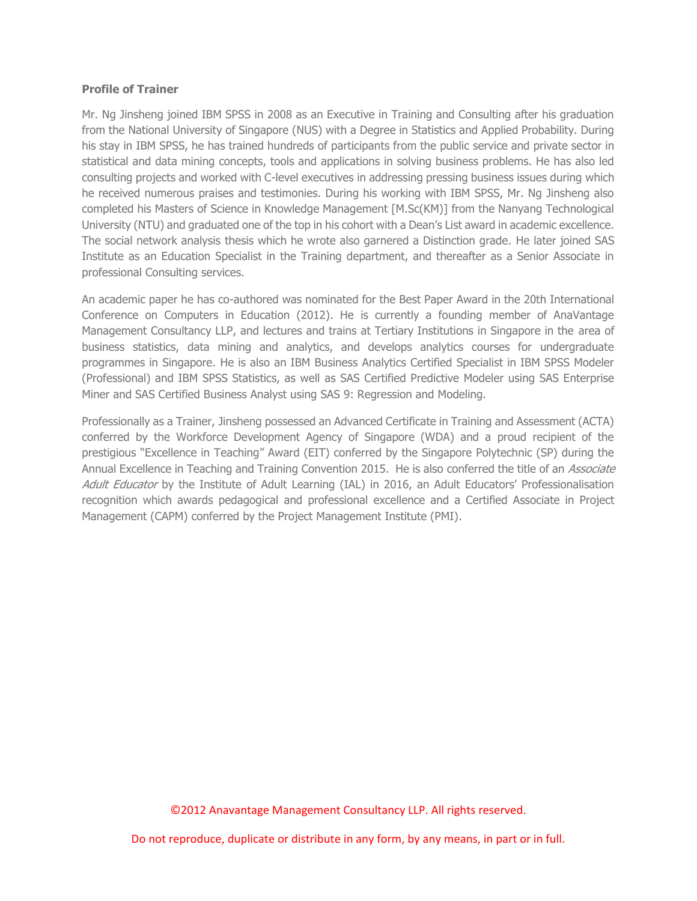**Profile of Trainer**

Mr. Ng Jinsheng joined IBM SPSS in 2008 as an Executive in Training and Consulting after his graduation from the National University of Singapore (NUS) with a Degree in Statistics and Applied Probability. During his stay in IBM SPSS, he has trained hundreds of participants from the public service and private sector in statistical and data mining concepts, tools and applications in solving business problems. He has also led consulting projects and worked with C-level executives in addressing pressing business issues during which he received numerous praises and testimonies. During his working with IBM SPSS, Mr. Ng Jinsheng also completed his Masters of Science in Knowledge Management [M.Sc(KM)] from the Nanyang Technological University (NTU) and graduated one of the top in his cohort with a Dean's List award in academic excellence. The social network analysis thesis which he wrote also garnered a Distinction grade. He later joined SAS Institute as an Education Specialist in the Training department, and thereafter as a Senior Associate in professional Consulting services.

An academic paper he has co-authored was nominated for the Best Paper Award in the 20th International Conference on Computers in Education (2012). He is currently a founding member of AnaVantage Management Consultancy LLP, and lectures and trains at Tertiary Institutions in Singapore in the area of business statistics, data mining and analytics, and develops analytics courses for undergraduate programmes in Singapore. He is also an IBM Business Analytics Certified Specialist in IBM SPSS Modeler (Professional) and IBM SPSS Statistics, as well as SAS Certified Predictive Modeler using SAS Enterprise Miner and SAS Certified Business Analyst using SAS 9: Regression and Modeling.

Professionally as a Trainer, Jinsheng possessed an Advanced Certificate in Training and Assessment (ACTA) conferred by the Workforce Development Agency of Singapore (WDA) and a proud recipient of the prestigious "Excellence in Teaching" Award (EIT) conferred by the Singapore Polytechnic (SP) during the Annual Excellence in Teaching and Training Convention 2015. He is also conferred the title of an *Associate Adult Educator* by the Institute of Adult Learning (IAL) in 2016, an Adult Educators' Professionalisation recognition which awards pedagogical and professional excellence and a Certified Associate in Project Management (CAPM) conferred by the Project Management Institute (PMI).

©2012 Anavantage Management Consultancy LLP. All rights reserved.

Do not reproduce, duplicate or distribute in any form, by any means, in part or in full.